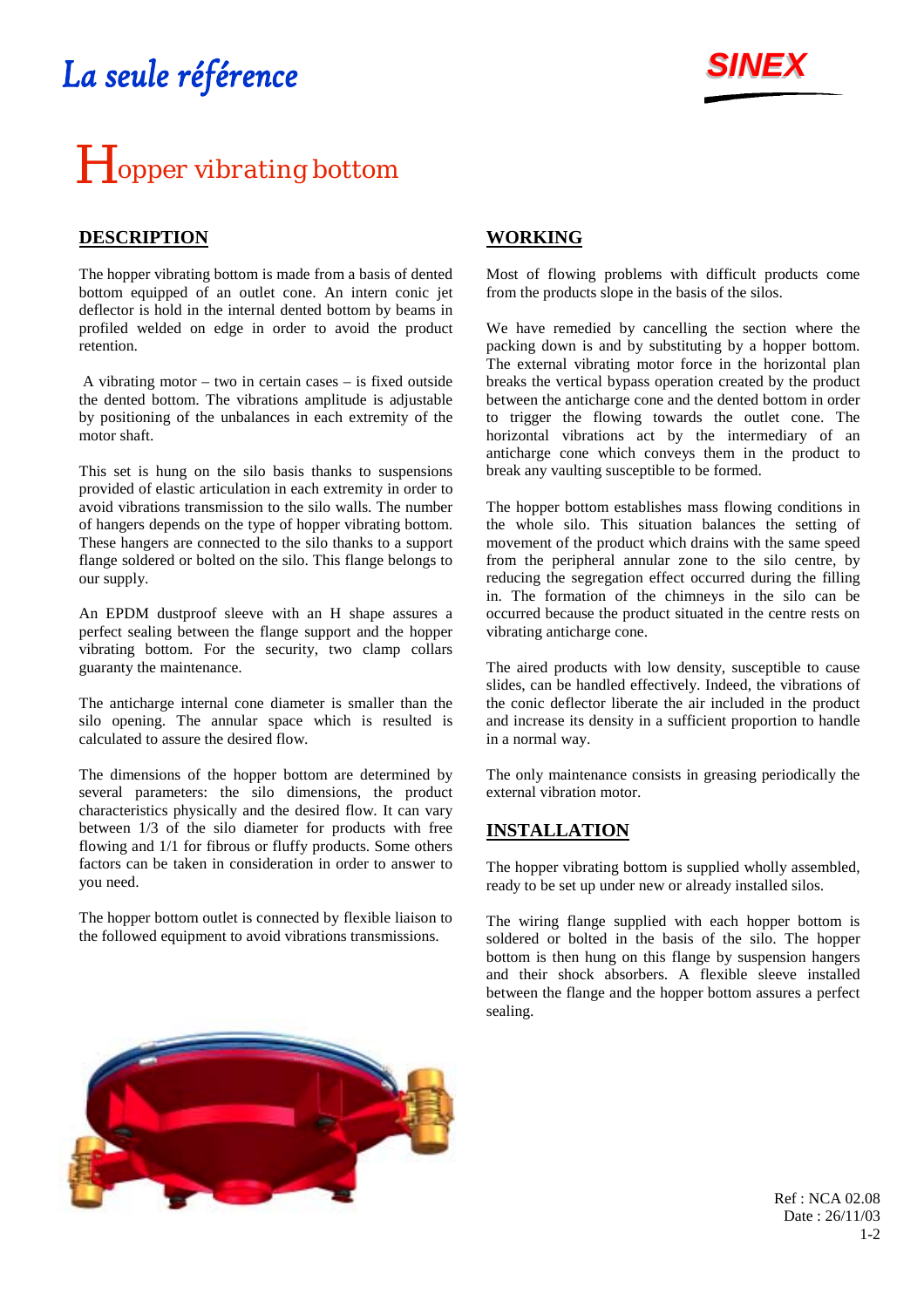La seule référence

SINEX

# Hopper vibrating bottom

## DESCRIPTION

The hopper vibrating bottom is made from a basis of dented bottom equipped of an outlet cone. An intern conic jet deflector is hold in the internal dented bottom by beams in profiled welded on edge in order to avoid the product retention.

A vibrating motor – two in certain cases – is fixed outside the dented bottom. The vibrations amplitude is adjustable by positioning of the unbalances in each extremity of the motor shaft.

This set is hung on the silo basis thanks to suspensions provided of elastic articulation in each extremity in order to avoid vibrations transmission to the silo walls. The number of hangers depends on the type of hopper vibrating bottom. These hangers are connected to the silo thanks to a support flange soldered or bolted on the silo. This flange belongs to our supply.

An EPDM dustproof sleeve with an H shape assures a perfect sealing between the flange support and the hopper vibrating bottom. For the security, two clamp collars guaranty the maintenance.

The anticharge internal cone diameter is smaller than the silo opening. The annular space which is resulted is calculated to assure the desired flow.

The dimensions of the hopper bottom are determined by several parameters: the silo dimensions, the product characteristics physically and the desired flow. It can vary between 1/3 of the silo diameter for products with free flowing and 1/1 for fibrous or fluffy products. Some others factors can be taken in consideration in order to answer to you need.

The hopper bottom outlet is connected by flexible liaison to the followed equipment to avoid vibrations transmissions.

## WORKING

Most of flowing problems with difficult products come from the products slope in the basis of the silos.

We have remedied by cancelling the section where the packing down is and by substituting by a hopper bottom. The external vibrating motor force in the horizontal plan breaks the vertical bypass operation created by the product between the anticharge cone and the dented bottom in order to trigger the flowing towards the outlet cone. The horizontal vibrations act by the intermediary of an anticharge cone which conveys them in the product to break any vaulting susceptible to be formed.

The hopper bottom establishes mass flowing conditions in the whole silo. This situation balances the setting of movement of the product which drains with the same speed from the peripheral annular zone to the silo centre, by reducing the segregation effect occurred during the filling in. The formation of the chimneys in the silo can be occurred because the product situated in the centre rests on vibrating anticharge cone.

The aired products with low density, susceptible to cause slides, can be handled effectively. Indeed, the vibrations of the conic deflector liberate the air included in the product and increase its density in a sufficient proportion to handle in a normal way.

The only maintenance consists in greasing periodically the external vibration motor.

## INSTALLATION

The hopper vibrating bottom is supplied wholly assembled, ready to be set up under new or already installed silos.

The wiring flange supplied with each hopper bottom is soldered or bolted in the basis of the silo. The hopper bottom is then hung on this flange by suspension hangers and their shock absorbers. A flexible sleeve installed between the flange and the hopper bottom assures a perfect sealing.

Ref : NCA 02.08
Date : 26/11/03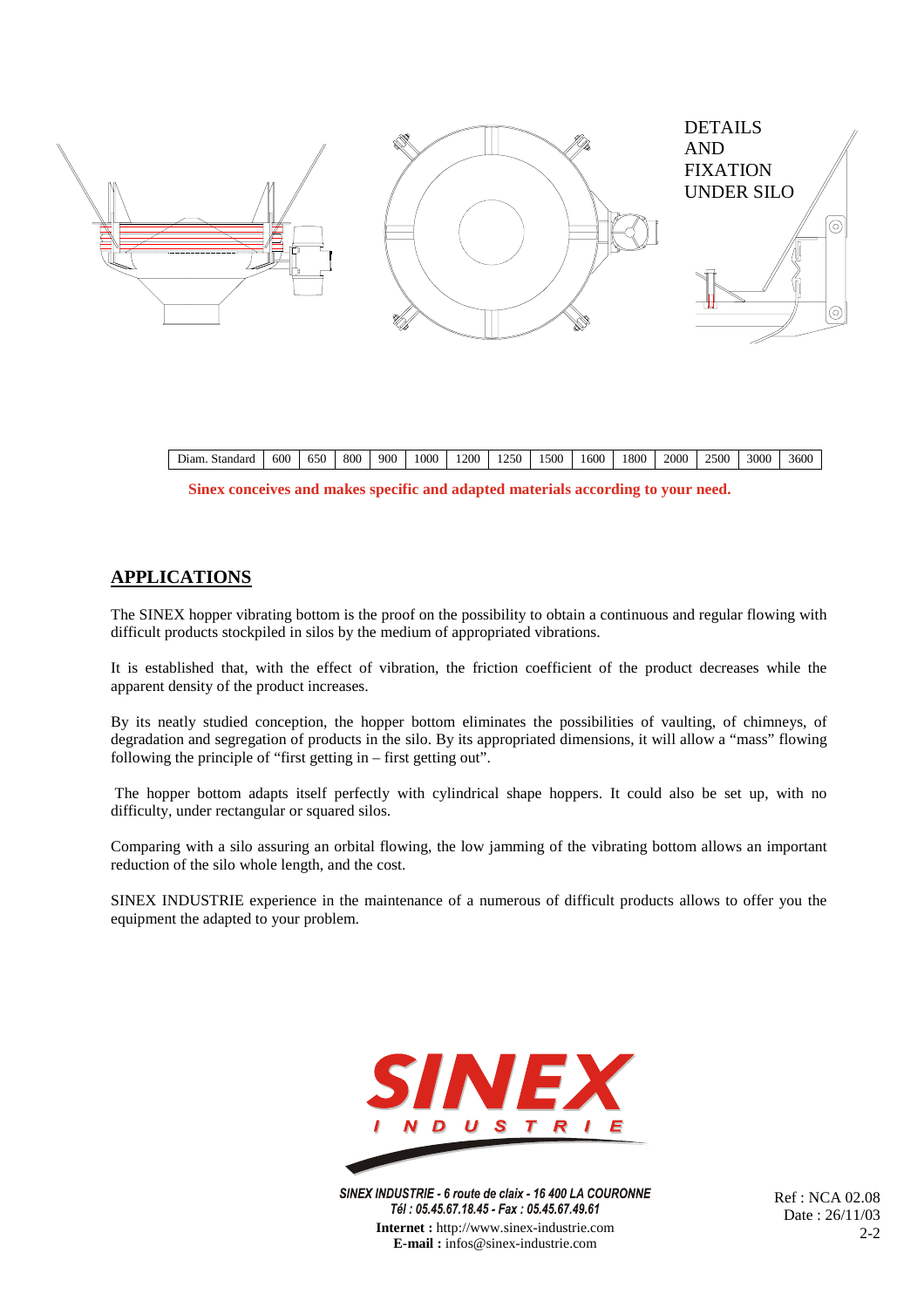DETAILS AND FIXATION UNDER SILO

| Diam. Standard | 600 | 650 | 800 | 900 | 1000 | 1200 | 1250 | 1500 | 1600 | 1800 | 2000 | 2500 | 3000 | 3600 |
|---|---|---|---|---|---|---|---|---|---|---|---|---|---|---|

**Sinex conceives and makes specific and adapted materials according to your need.**

## APPLICATIONS

The SINEX hopper vibrating bottom is the proof on the possibility to obtain a continuous and regular flowing with difficult products stockpiled in silos by the medium of appropriated vibrations.

It is established that, with the effect of vibration, the friction coefficient of the product decreases while the apparent density of the product increases.

By its neatly studied conception, the hopper bottom eliminates the possibilities of vaulting, of chimneys, of degradation and segregation of products in the silo. By its appropriated dimensions, it will allow a "mass" flowing following the principle of "first getting in – first getting out".

The hopper bottom adapts itself perfectly with cylindrical shape hoppers. It could also be set up, with no difficulty, under rectangular or squared silos.

Comparing with a silo assuring an orbital flowing, the low jamming of the vibrating bottom allows an important reduction of the silo whole length, and the cost.

SINEX INDUSTRIE experience in the maintenance of a numerous of difficult products allows to offer you the equipment the adapted to your problem.

SINEX INDUSTRIE

*SINEX INDUSTRIE - 6 route de claix - 16 400 LA COURONNE*
*Tél : 05.45.67.18.45 - Fax : 05.45.67.49.61*
**Internet :** http://www.sinex-industrie.com
**E-mail :** infos@sinex-industrie.com

Ref : NCA 02.08
Date : 26/11/03